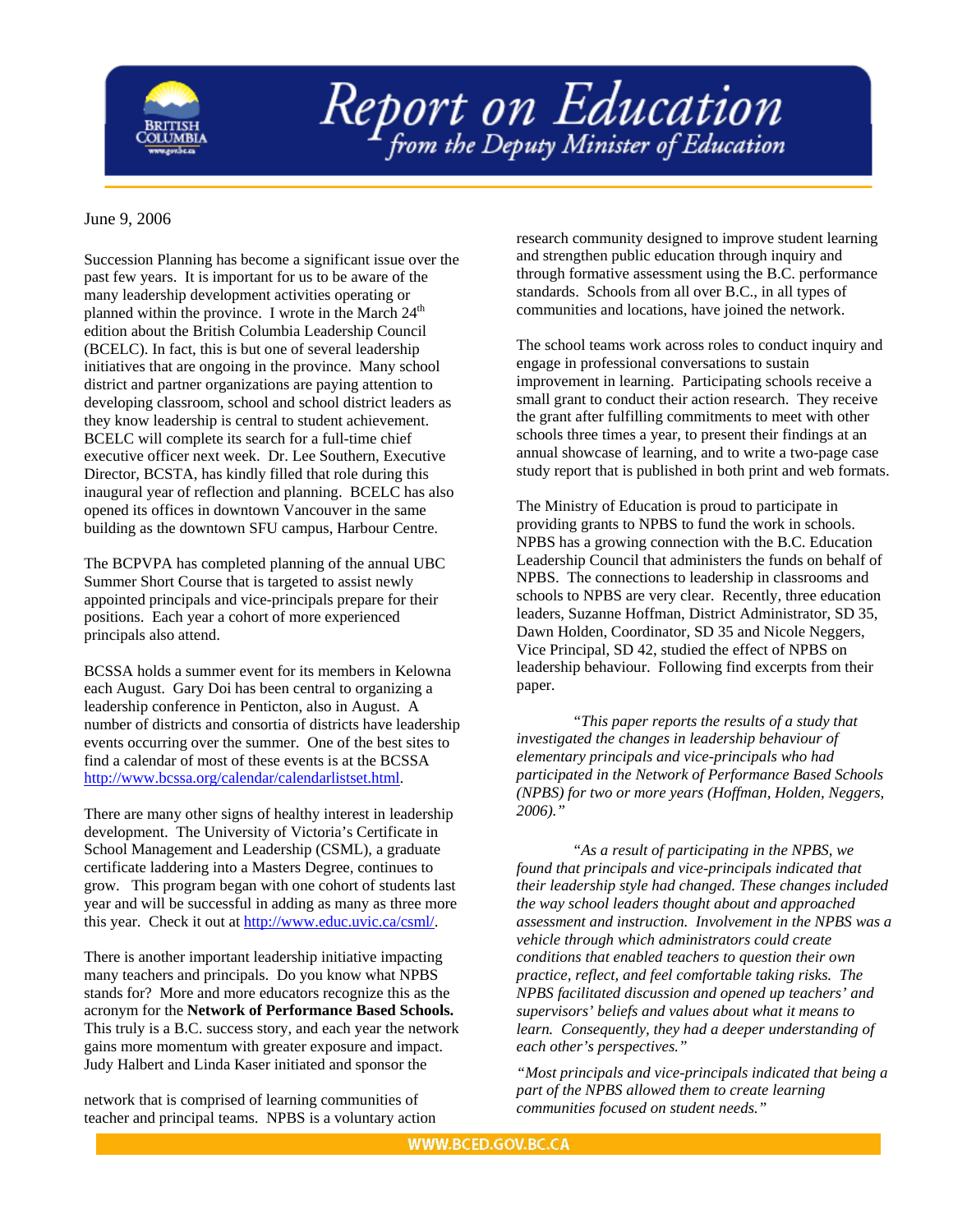# Report on Education
## from the Deputy Minister of Education

June 9, 2006

Succession Planning has become a significant issue over the past few years. It is important for us to be aware of the many leadership development activities operating or planned within the province. I wrote in the March 24th edition about the British Columbia Leadership Council (BCELC). In fact, this is but one of several leadership initiatives that are ongoing in the province. Many school district and partner organizations are paying attention to developing classroom, school and school district leaders as they know leadership is central to student achievement. BCELC will complete its search for a full-time chief executive officer next week. Dr. Lee Southern, Executive Director, BCSTA, has kindly filled that role during this inaugural year of reflection and planning. BCELC has also opened its offices in downtown Vancouver in the same building as the downtown SFU campus, Harbour Centre.

The BCPVPA has completed planning of the annual UBC Summer Short Course that is targeted to assist newly appointed principals and vice-principals prepare for their positions. Each year a cohort of more experienced principals also attend.

BCSSA holds a summer event for its members in Kelowna each August. Gary Doi has been central to organizing a leadership conference in Penticton, also in August. A number of districts and consortia of districts have leadership events occurring over the summer. One of the best sites to find a calendar of most of these events is at the BCSSA http://www.bcssa.org/calendar/calendarlistset.html.

There are many other signs of healthy interest in leadership development. The University of Victoria's Certificate in School Management and Leadership (CSML), a graduate certificate laddering into a Masters Degree, continues to grow. This program began with one cohort of students last year and will be successful in adding as many as three more this year. Check it out at http://www.educ.uvic.ca/csml/.

There is another important leadership initiative impacting many teachers and principals. Do you know what NPBS stands for? More and more educators recognize this as the acronym for the **Network of Performance Based Schools.** This truly is a B.C. success story, and each year the network gains more momentum with greater exposure and impact. Judy Halbert and Linda Kaser initiated and sponsor the network that is comprised of learning communities of teacher and principal teams. NPBS is a voluntary action research community designed to improve student learning and strengthen public education through inquiry and through formative assessment using the B.C. performance standards. Schools from all over B.C., in all types of communities and locations, have joined the network.

The school teams work across roles to conduct inquiry and engage in professional conversations to sustain improvement in learning. Participating schools receive a small grant to conduct their action research. They receive the grant after fulfilling commitments to meet with other schools three times a year, to present their findings at an annual showcase of learning, and to write a two-page case study report that is published in both print and web formats.

The Ministry of Education is proud to participate in providing grants to NPBS to fund the work in schools. NPBS has a growing connection with the B.C. Education Leadership Council that administers the funds on behalf of NPBS. The connections to leadership in classrooms and schools to NPBS are very clear. Recently, three education leaders, Suzanne Hoffman, District Administrator, SD 35, Dawn Holden, Coordinator, SD 35 and Nicole Neggers, Vice Principal, SD 42, studied the effect of NPBS on leadership behaviour. Following find excerpts from their paper.

*"This paper reports the results of a study that investigated the changes in leadership behaviour of elementary principals and vice-principals who had participated in the Network of Performance Based Schools (NPBS) for two or more years (Hoffman, Holden, Neggers, 2006)."*

*"As a result of participating in the NPBS, we found that principals and vice-principals indicated that their leadership style had changed. These changes included the way school leaders thought about and approached assessment and instruction. Involvement in the NPBS was a vehicle through which administrators could create conditions that enabled teachers to question their own practice, reflect, and feel comfortable taking risks. The NPBS facilitated discussion and opened up teachers' and supervisors' beliefs and values about what it means to learn. Consequently, they had a deeper understanding of each other's perspectives."*

*"Most principals and vice-principals indicated that being a part of the NPBS allowed them to create learning communities focused on student needs."*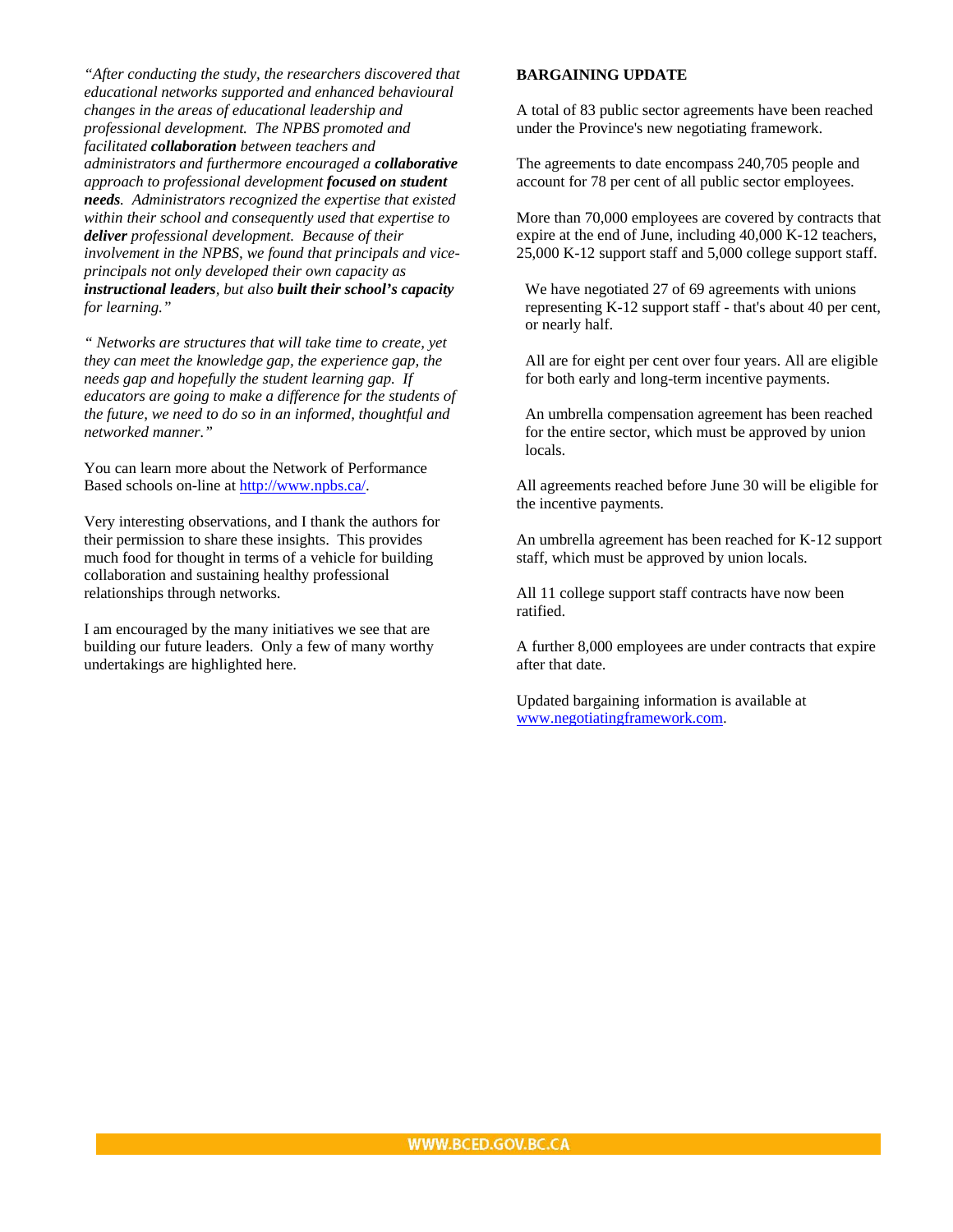*"After conducting the study, the researchers discovered that educational networks supported and enhanced behavioural changes in the areas of educational leadership and professional development. The NPBS promoted and facilitated* ***collaboration*** *between teachers and administrators and furthermore encouraged a* ***collaborative*** *approach to professional development* ***focused on student needs****. Administrators recognized the expertise that existed within their school and consequently used that expertise to* ***deliver*** *professional development. Because of their involvement in the NPBS, we found that principals and vice-principals not only developed their own capacity as* ***instructional leaders****, but also* ***built their school's capacity*** *for learning."*

*" Networks are structures that will take time to create, yet they can meet the knowledge gap, the experience gap, the needs gap and hopefully the student learning gap. If educators are going to make a difference for the students of the future, we need to do so in an informed, thoughtful and networked manner."*

You can learn more about the Network of Performance Based schools on-line at http://www.npbs.ca/.

Very interesting observations, and I thank the authors for their permission to share these insights. This provides much food for thought in terms of a vehicle for building collaboration and sustaining healthy professional relationships through networks.

I am encouraged by the many initiatives we see that are building our future leaders. Only a few of many worthy undertakings are highlighted here.

**BARGAINING UPDATE**

A total of 83 public sector agreements have been reached under the Province's new negotiating framework.

The agreements to date encompass 240,705 people and account for 78 per cent of all public sector employees.

More than 70,000 employees are covered by contracts that expire at the end of June, including 40,000 K-12 teachers, 25,000 K-12 support staff and 5,000 college support staff.

> We have negotiated 27 of 69 agreements with unions representing K-12 support staff - that's about 40 per cent, or nearly half.
>
> All are for eight per cent over four years. All are eligible for both early and long-term incentive payments.
>
> An umbrella compensation agreement has been reached for the entire sector, which must be approved by union locals.

All agreements reached before June 30 will be eligible for the incentive payments.

An umbrella agreement has been reached for K-12 support staff, which must be approved by union locals.

All 11 college support staff contracts have now been ratified.

A further 8,000 employees are under contracts that expire after that date.

Updated bargaining information is available at www.negotiatingframework.com.